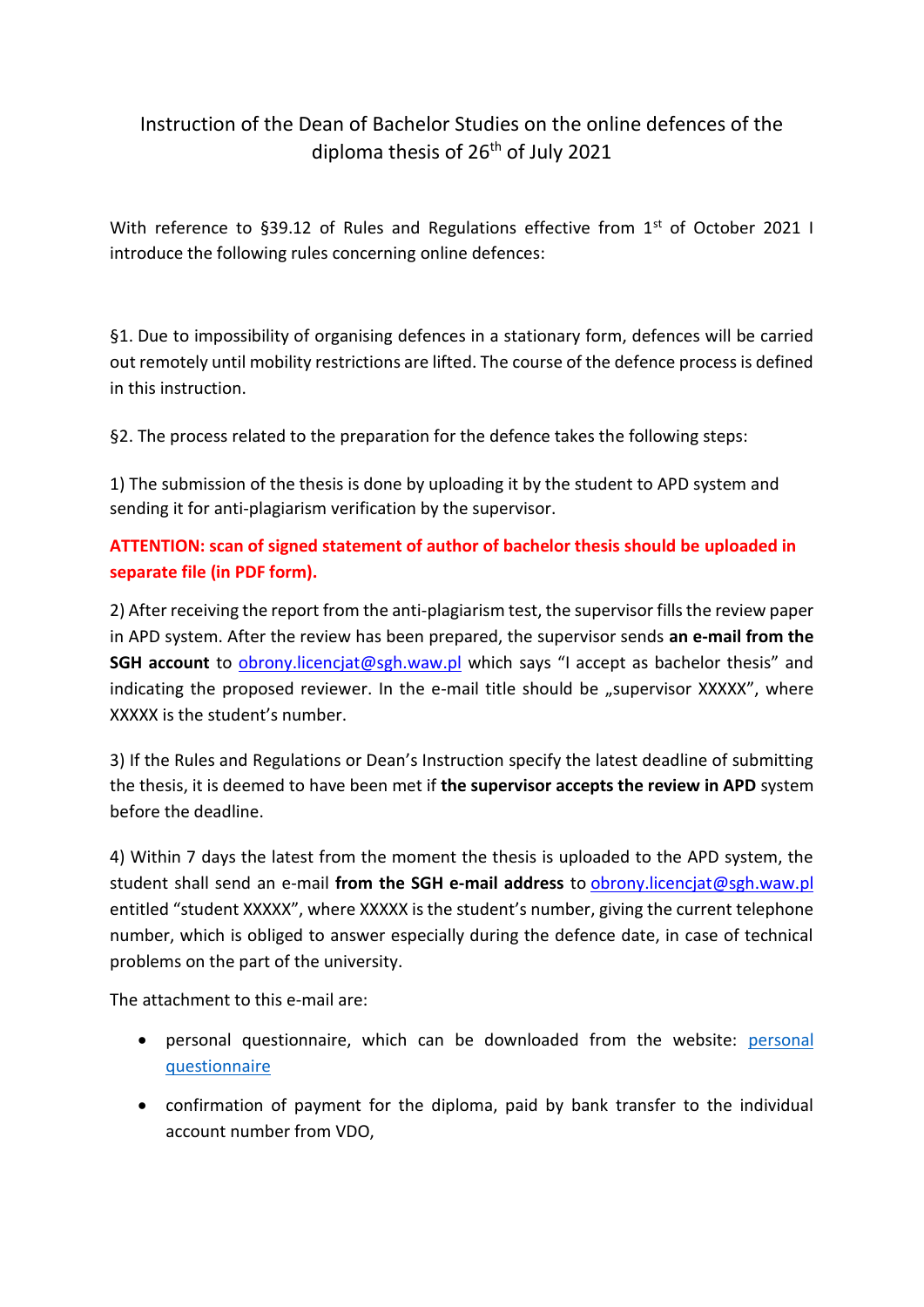# Instruction of the Dean of Bachelor Studies on the online defences of the diploma thesis of 26th of July 2021

With reference to §39.12 of Rules and Regulations effective from 1st of October 2021 I introduce the following rules concerning online defences:

§1. Due to impossibility of organising defences in a stationary form, defences will be carried out remotely until mobility restrictions are lifted. The course of the defence process is defined in this instruction.

§2. The process related to the preparation for the defence takes the following steps:

1) The submission of the thesis is done by uploading it by the student to APD system and sending it for anti-plagiarism verification by the supervisor.

**ATTENTION: scan of signed statement of author of bachelor thesis should be uploaded in separate file (in PDF form).**

2) After receiving the report from the anti-plagiarism test, the supervisor fills the review paper in APD system. After the review has been prepared, the supervisor sends **an e-mail from the SGH account** to obrony.licencjat@sgh.waw.pl which says "I accept as bachelor thesis" and indicating the proposed reviewer. In the e-mail title should be „supervisor XXXXX", where XXXXX is the student's number.

3) If the Rules and Regulations or Dean's Instruction specify the latest deadline of submitting the thesis, it is deemed to have been met if **the supervisor accepts the review in APD** system before the deadline.

4) Within 7 days the latest from the moment the thesis is uploaded to the APD system, the student shall send an e-mail **from the SGH e-mail address** to obrony.licencjat@sgh.waw.pl entitled "student XXXXX", where XXXXX is the student's number, giving the current telephone number, which is obliged to answer especially during the defence date, in case of technical problems on the part of the university.

The attachment to this e-mail are:

- personal questionnaire, which can be downloaded from the website: personal questionnaire
- confirmation of payment for the diploma, paid by bank transfer to the individual account number from VDO,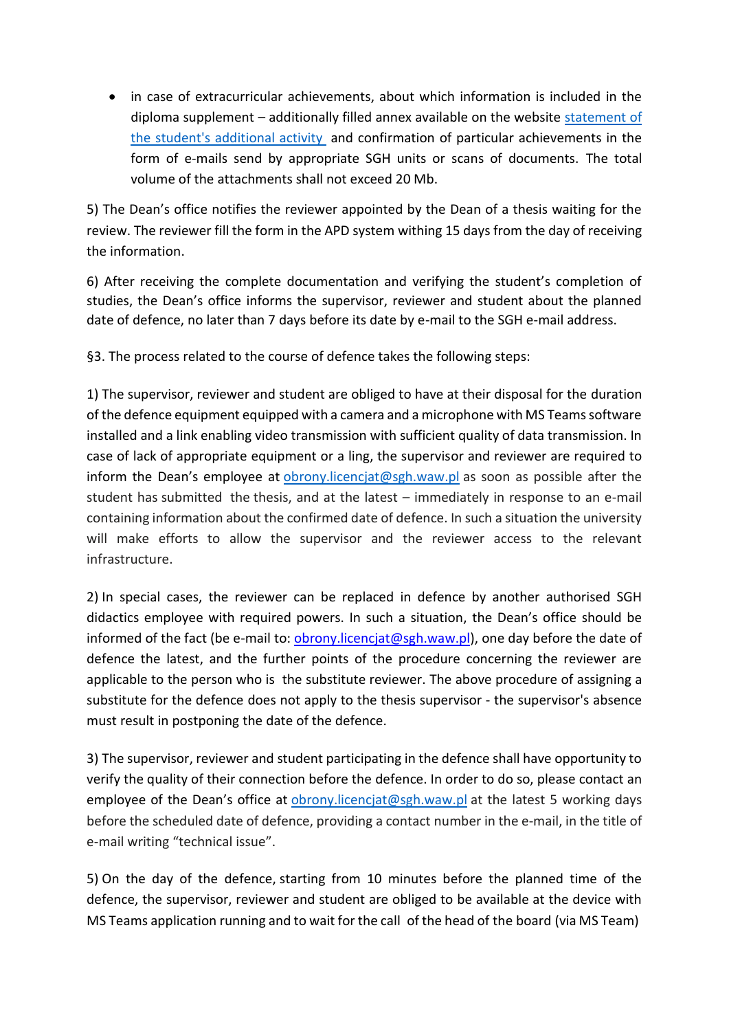- in case of extracurricular achievements, about which information is included in the diploma supplement – additionally filled annex available on the website [statement of the student's additional activity](#) and confirmation of particular achievements in the form of e-mails send by appropriate SGH units or scans of documents. The total volume of the attachments shall not exceed 20 Mb.

5) The Dean's office notifies the reviewer appointed by the Dean of a thesis waiting for the review. The reviewer fill the form in the APD system withing 15 days from the day of receiving the information.

6) After receiving the complete documentation and verifying the student's completion of studies, the Dean's office informs the supervisor, reviewer and student about the planned date of defence, no later than 7 days before its date by e-mail to the SGH e-mail address.

§3. The process related to the course of defence takes the following steps:

1) The supervisor, reviewer and student are obliged to have at their disposal for the duration of the defence equipment equipped with a camera and a microphone with MS Teams software installed and a link enabling video transmission with sufficient quality of data transmission. In case of lack of appropriate equipment or a ling, the supervisor and reviewer are required to inform the Dean's employee at obrony.licencjat@sgh.waw.pl as soon as possible after the student has submitted the thesis, and at the latest – immediately in response to an e-mail containing information about the confirmed date of defence. In such a situation the university will make efforts to allow the supervisor and the reviewer access to the relevant infrastructure.

2) In special cases, the reviewer can be replaced in defence by another authorised SGH didactics employee with required powers. In such a situation, the Dean's office should be informed of the fact (be e-mail to: obrony.licencjat@sgh.waw.pl), one day before the date of defence the latest, and the further points of the procedure concerning the reviewer are applicable to the person who is the substitute reviewer. The above procedure of assigning a substitute for the defence does not apply to the thesis supervisor - the supervisor's absence must result in postponing the date of the defence.

3) The supervisor, reviewer and student participating in the defence shall have opportunity to verify the quality of their connection before the defence. In order to do so, please contact an employee of the Dean's office at obrony.licencjat@sgh.waw.pl at the latest 5 working days before the scheduled date of defence, providing a contact number in the e-mail, in the title of e-mail writing "technical issue".

5) On the day of the defence, starting from 10 minutes before the planned time of the defence, the supervisor, reviewer and student are obliged to be available at the device with MS Teams application running and to wait for the call of the head of the board (via MS Team)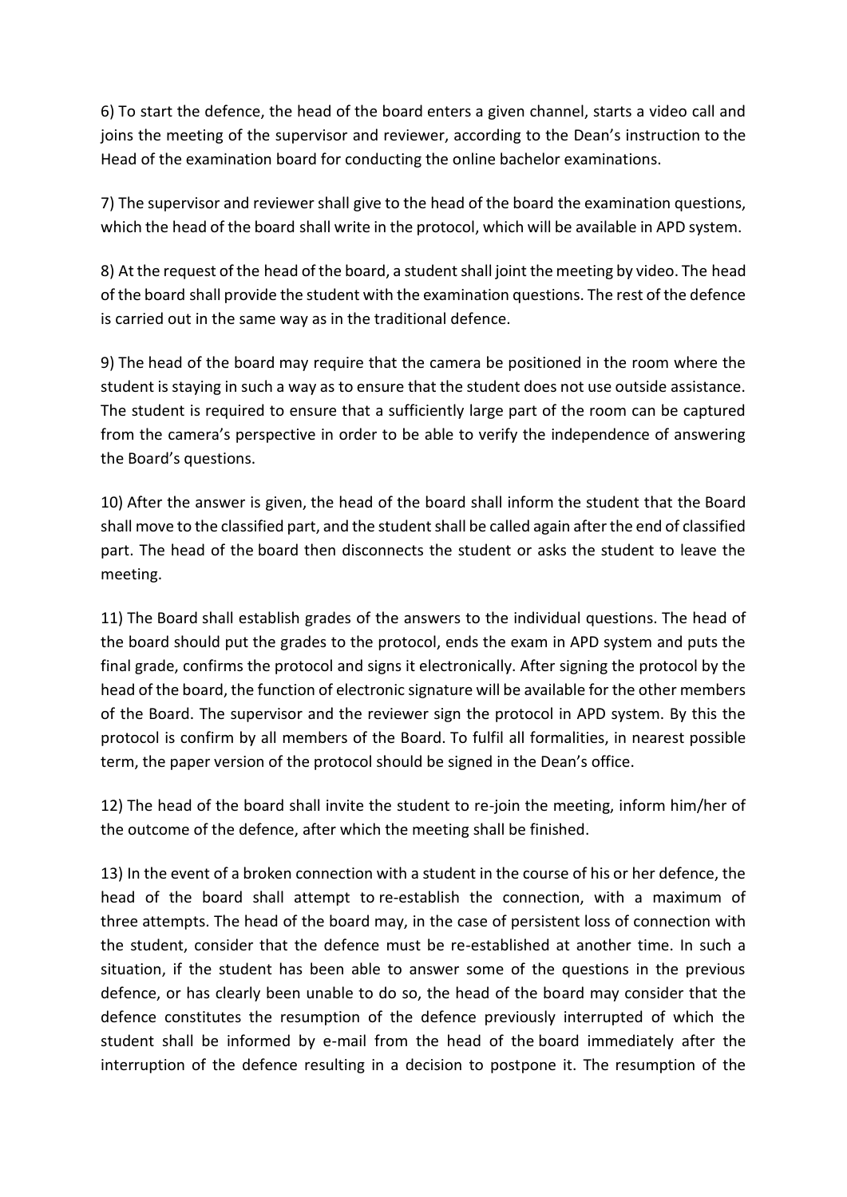6) To start the defence, the head of the board enters a given channel, starts a video call and joins the meeting of the supervisor and reviewer, according to the Dean's instruction to the Head of the examination board for conducting the online bachelor examinations.

7) The supervisor and reviewer shall give to the head of the board the examination questions, which the head of the board shall write in the protocol, which will be available in APD system.

8) At the request of the head of the board, a student shall joint the meeting by video. The head of the board shall provide the student with the examination questions. The rest of the defence is carried out in the same way as in the traditional defence.

9) The head of the board may require that the camera be positioned in the room where the student is staying in such a way as to ensure that the student does not use outside assistance. The student is required to ensure that a sufficiently large part of the room can be captured from the camera's perspective in order to be able to verify the independence of answering the Board's questions.

10) After the answer is given, the head of the board shall inform the student that the Board shall move to the classified part, and the student shall be called again after the end of classified part. The head of the board then disconnects the student or asks the student to leave the meeting.

11) The Board shall establish grades of the answers to the individual questions. The head of the board should put the grades to the protocol, ends the exam in APD system and puts the final grade, confirms the protocol and signs it electronically. After signing the protocol by the head of the board, the function of electronic signature will be available for the other members of the Board. The supervisor and the reviewer sign the protocol in APD system. By this the protocol is confirm by all members of the Board. To fulfil all formalities, in nearest possible term, the paper version of the protocol should be signed in the Dean's office.

12) The head of the board shall invite the student to re-join the meeting, inform him/her of the outcome of the defence, after which the meeting shall be finished.

13) In the event of a broken connection with a student in the course of his or her defence, the head of the board shall attempt to re-establish the connection, with a maximum of three attempts. The head of the board may, in the case of persistent loss of connection with the student, consider that the defence must be re-established at another time. In such a situation, if the student has been able to answer some of the questions in the previous defence, or has clearly been unable to do so, the head of the board may consider that the defence constitutes the resumption of the defence previously interrupted of which the student shall be informed by e-mail from the head of the board immediately after the interruption of the defence resulting in a decision to postpone it. The resumption of the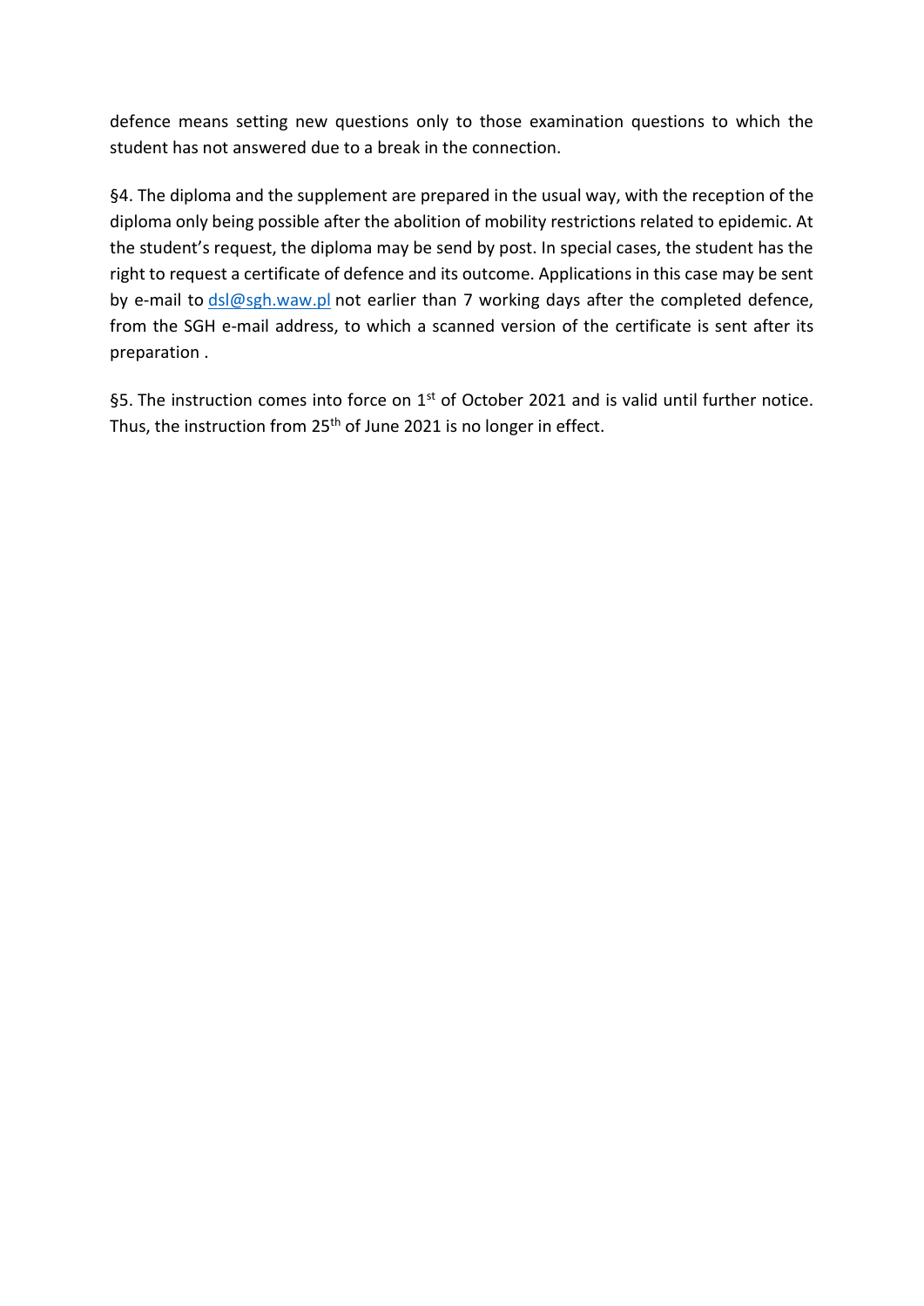defence means setting new questions only to those examination questions to which the student has not answered due to a break in the connection.

§4. The diploma and the supplement are prepared in the usual way, with the reception of the diploma only being possible after the abolition of mobility restrictions related to epidemic. At the student's request, the diploma may be send by post. In special cases, the student has the right to request a certificate of defence and its outcome. Applications in this case may be sent by e-mail to dsl@sgh.waw.pl not earlier than 7 working days after the completed defence, from the SGH e-mail address, to which a scanned version of the certificate is sent after its preparation .

§5. The instruction comes into force on 1st of October 2021 and is valid until further notice. Thus, the instruction from 25th of June 2021 is no longer in effect.